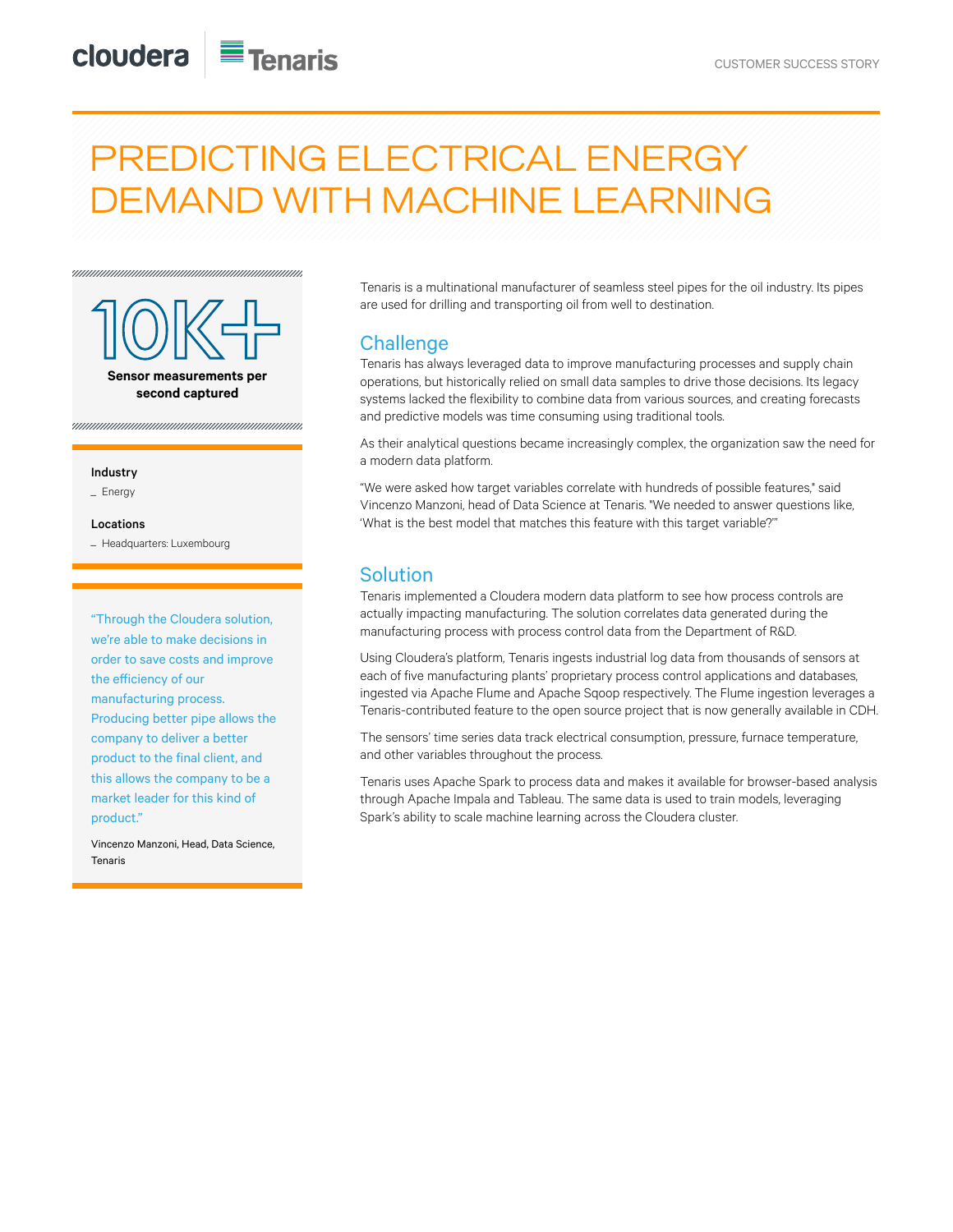cloudera | Tenaris

CUSTOMER SUCCESS STORY

# PREDICTING ELECTRICAL ENERGY DEMAND WITH MACHINE LEARNING

**10K+**

**Sensor measurements per second captured**

**Industry**

- Energy

**Locations**

- Headquarters: Luxembourg

"Through the Cloudera solution, we're able to make decisions in order to save costs and improve the efficiency of our manufacturing process. Producing better pipe allows the company to deliver a better product to the final client, and this allows the company to be a market leader for this kind of product."

Vincenzo Manzoni, Head, Data Science, Tenaris

Tenaris is a multinational manufacturer of seamless steel pipes for the oil industry. Its pipes are used for drilling and transporting oil from well to destination.

## Challenge

Tenaris has always leveraged data to improve manufacturing processes and supply chain operations, but historically relied on small data samples to drive those decisions. Its legacy systems lacked the flexibility to combine data from various sources, and creating forecasts and predictive models was time consuming using traditional tools.

As their analytical questions became increasingly complex, the organization saw the need for a modern data platform.

"We were asked how target variables correlate with hundreds of possible features," said Vincenzo Manzoni, head of Data Science at Tenaris. "We needed to answer questions like, 'What is the best model that matches this feature with this target variable?'"

## Solution

Tenaris implemented a Cloudera modern data platform to see how process controls are actually impacting manufacturing. The solution correlates data generated during the manufacturing process with process control data from the Department of R&D.

Using Cloudera's platform, Tenaris ingests industrial log data from thousands of sensors at each of five manufacturing plants' proprietary process control applications and databases, ingested via Apache Flume and Apache Sqoop respectively. The Flume ingestion leverages a Tenaris-contributed feature to the open source project that is now generally available in CDH.

The sensors' time series data track electrical consumption, pressure, furnace temperature, and other variables throughout the process.

Tenaris uses Apache Spark to process data and makes it available for browser-based analysis through Apache Impala and Tableau. The same data is used to train models, leveraging Spark's ability to scale machine learning across the Cloudera cluster.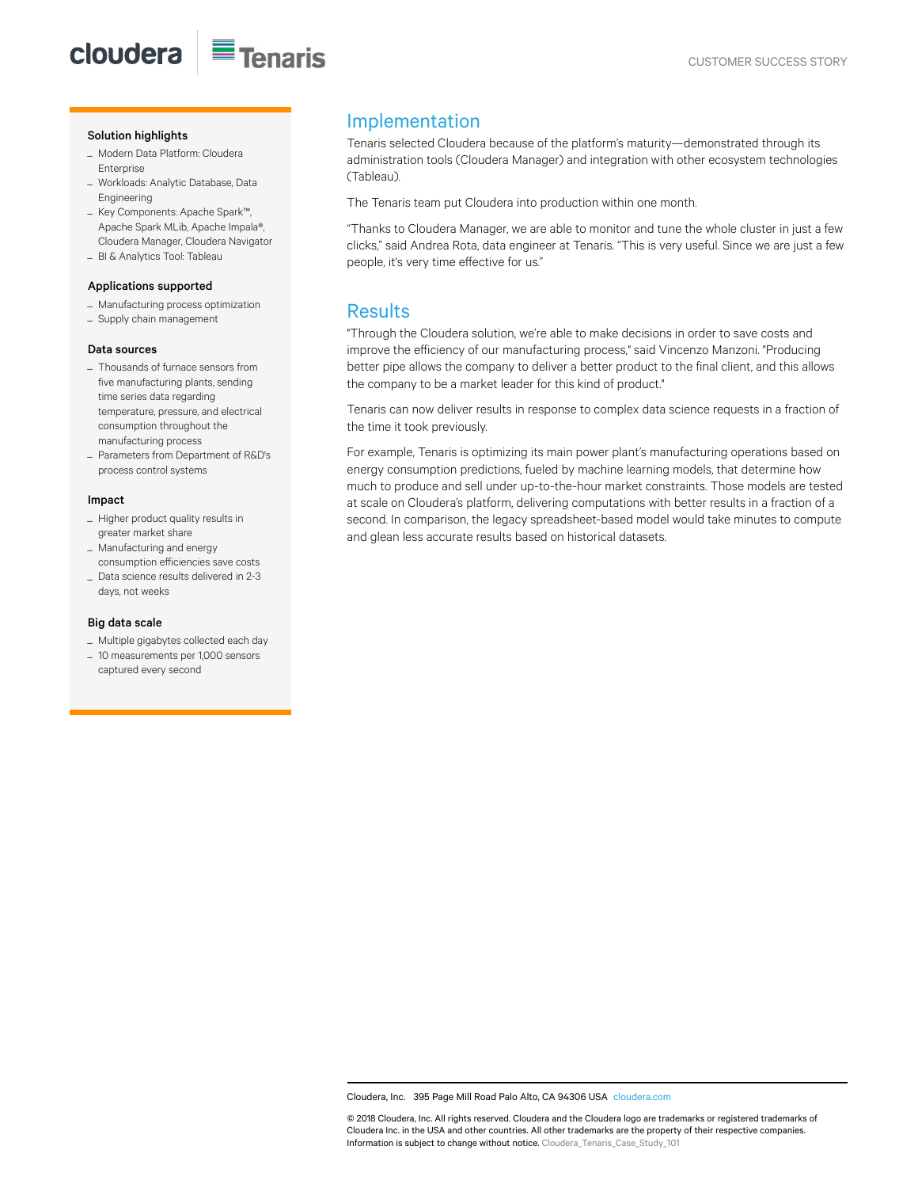### Solution highlights

- Modern Data Platform: Cloudera Enterprise
- Workloads: Analytic Database, Data Engineering
- Key Components: Apache Spark™, Apache Spark MLib, Apache Impala®, Cloudera Manager, Cloudera Navigator
- BI & Analytics Tool: Tableau

### Applications supported

- Manufacturing process optimization
- Supply chain management

### Data sources

- Thousands of furnace sensors from five manufacturing plants, sending time series data regarding temperature, pressure, and electrical consumption throughout the manufacturing process
- Parameters from Department of R&D's process control systems

### Impact

- Higher product quality results in greater market share
- Manufacturing and energy consumption efficiencies save costs
- Data science results delivered in 2-3 days, not weeks

### Big data scale

- Multiple gigabytes collected each day
- 10 measurements per 1,000 sensors captured every second

## Implementation

Tenaris selected Cloudera because of the platform's maturity—demonstrated through its administration tools (Cloudera Manager) and integration with other ecosystem technologies (Tableau).

The Tenaris team put Cloudera into production within one month.

"Thanks to Cloudera Manager, we are able to monitor and tune the whole cluster in just a few clicks," said Andrea Rota, data engineer at Tenaris. "This is very useful. Since we are just a few people, it's very time effective for us."

## Results

"Through the Cloudera solution, we're able to make decisions in order to save costs and improve the efficiency of our manufacturing process," said Vincenzo Manzoni. "Producing better pipe allows the company to deliver a better product to the final client, and this allows the company to be a market leader for this kind of product."

Tenaris can now deliver results in response to complex data science requests in a fraction of the time it took previously.

For example, Tenaris is optimizing its main power plant's manufacturing operations based on energy consumption predictions, fueled by machine learning models, that determine how much to produce and sell under up-to-the-hour market constraints. Those models are tested at scale on Cloudera's platform, delivering computations with better results in a fraction of a second. In comparison, the legacy spreadsheet-based model would take minutes to compute and glean less accurate results based on historical datasets.

Cloudera, Inc. 395 Page Mill Road Palo Alto, CA 94306 USA cloudera.com

© 2018 Cloudera, Inc. All rights reserved. Cloudera and the Cloudera logo are trademarks or registered trademarks of Cloudera Inc. in the USA and other countries. All other trademarks are the property of their respective companies. Information is subject to change without notice. Cloudera_Tenaris_Case_Study_101